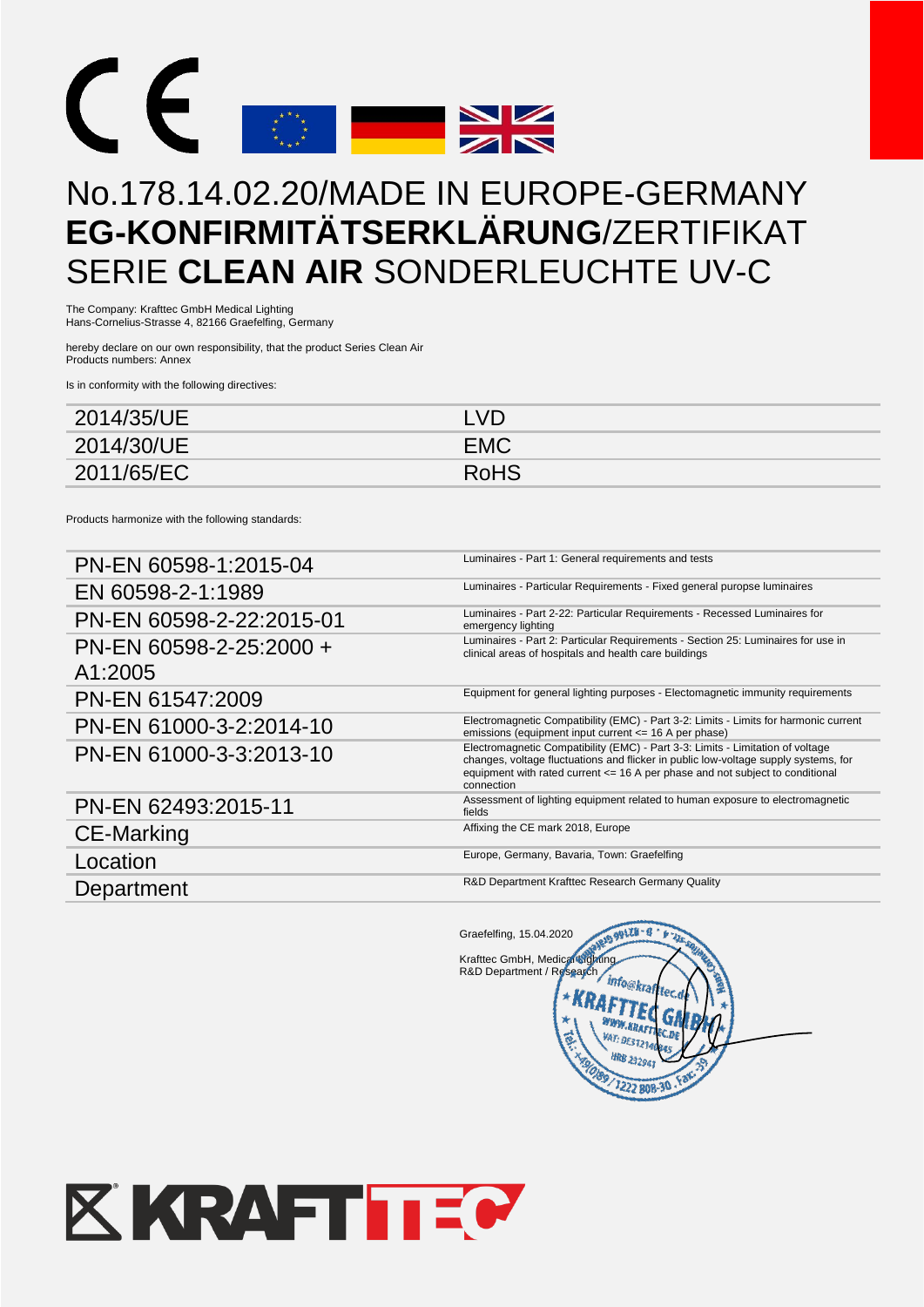# No.178.14.02.20/MADE IN EUROPE-GERMANY
# **EG-KONFIRMITÄTSERKLÄRUNG**/ZERTIFIKAT
# SERIE **CLEAN AIR** SONDERLEUCHTE UV-C

The Company: Krafttec GmbH Medical Lighting
Hans-Cornelius-Strasse 4, 82166 Graefelfing, Germany

hereby declare on our own responsibility, that the product Series Clean Air
Products numbers: Annex

Is in conformity with the following directives:

| | |
|---|---|
| 2014/35/UE | LVD |
| 2014/30/UE | EMC |
| 2011/65/EC | RoHS |

Products harmonize with the following standards:

| | |
|---|---|
| PN-EN 60598-1:2015-04 | Luminaires - Part 1: General requirements and tests |
| EN 60598-2-1:1989 | Luminaires - Particular Requirements - Fixed general puropse luminaires |
| PN-EN 60598-2-22:2015-01 | Luminaires - Part 2-22: Particular Requirements - Recessed Luminaires for emergency lighting |
| PN-EN 60598-2-25:2000 + A1:2005 | Luminaires - Part 2: Particular Requirements - Section 25: Luminaires for use in clinical areas of hospitals and health care buildings |
| PN-EN 61547:2009 | Equipment for general lighting purposes - Electomagnetic immunity requirements |
| PN-EN 61000-3-2:2014-10 | Electromagnetic Compatibility (EMC) - Part 3-2: Limits - Limits for harmonic current emissions (equipment input current <= 16 A per phase) |
| PN-EN 61000-3-3:2013-10 | Electromagnetic Compatibility (EMC) - Part 3-3: Limits - Limitation of voltage changes, voltage fluctuations and flicker in public low-voltage supply systems, for equipment with rated current <= 16 A per phase and not subject to conditional connection |
| PN-EN 62493:2015-11 | Assessment of lighting equipment related to human exposure to electromagnetic fields |
| CE-Marking | Affixing the CE mark 2018, Europe |
| Location | Europe, Germany, Bavaria, Town: Graefelfing |
| Department | R&D Department Krafttec Research Germany Quality |

Graefelfing, 15.04.2020

Krafttec GmbH, Medical Lighting
R&D Department / Research

KRAFTTEC GMBH
info@krafttec.de
WWW.KRAFTTEC.DE
VAT: DE312140845
HRB 232941
Tel.: +49(0)89/1222 808-30, Fax: 39

KRAFTTEC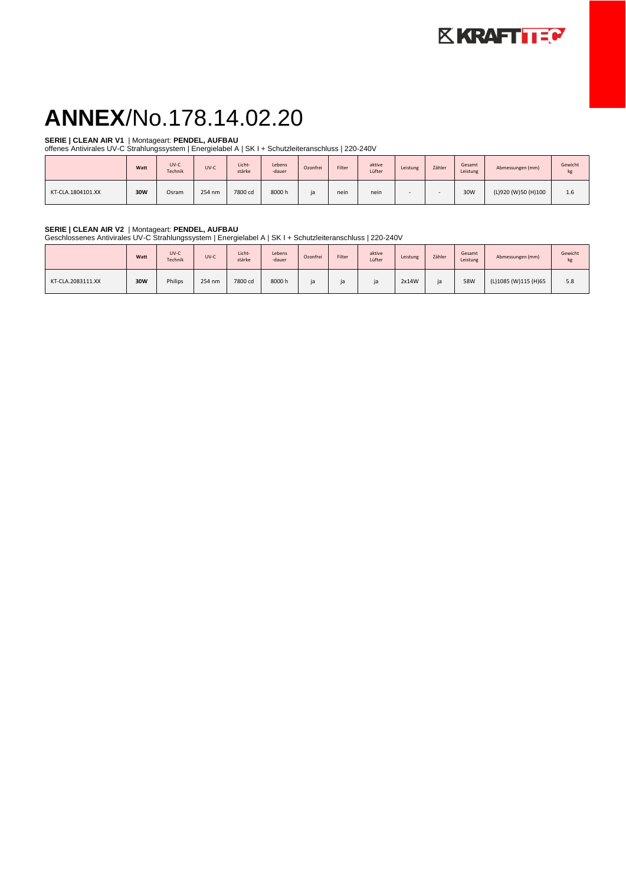# **ANNEX**/No.178.14.02.20

**SERIE | CLEAN AIR V1** | Montageart: **PENDEL, AUFBAU**
offenes Antivirales UV-C Strahlungssystem | Energielabel A | SK I + Schutzleiteranschluss | 220-240V

| | Watt | UV-C Technik | UV-C | Licht-stärke | Lebens-dauer | Ozonfrei | Filter | aktive Lüfter | Leistung | Zähler | Gesamt Leistung | Abmessungen (mm) | Gewicht kg |
|---|---|---|---|---|---|---|---|---|---|---|---|---|---|
| KT-CLA.1804101.XX | **30W** | Osram | 254 nm | 7800 cd | 8000 h | ja | nein | nein | - | - | 30W | (L)920 (W)50 (H)100 | 1.6 |

**SERIE | CLEAN AIR V2** | Montageart: **PENDEL, AUFBAU**
Geschlossenes Antivirales UV-C Strahlungssystem | Energielabel A | SK I + Schutzleiteranschluss | 220-240V

| | Watt | UV-C Technik | UV-C | Licht-stärke | Lebens-dauer | Ozonfrei | Filter | aktive Lüfter | Leistung | Zähler | Gesamt Leistung | Abmessungen (mm) | Gewicht kg |
|---|---|---|---|---|---|---|---|---|---|---|---|---|---|
| KT-CLA.2083111.XX | **30W** | Philips | 254 nm | 7800 cd | 8000 h | ja | ja | ja | 2x14W | ja | 58W | (L)1085 (W)115 (H)65 | 5.8 |